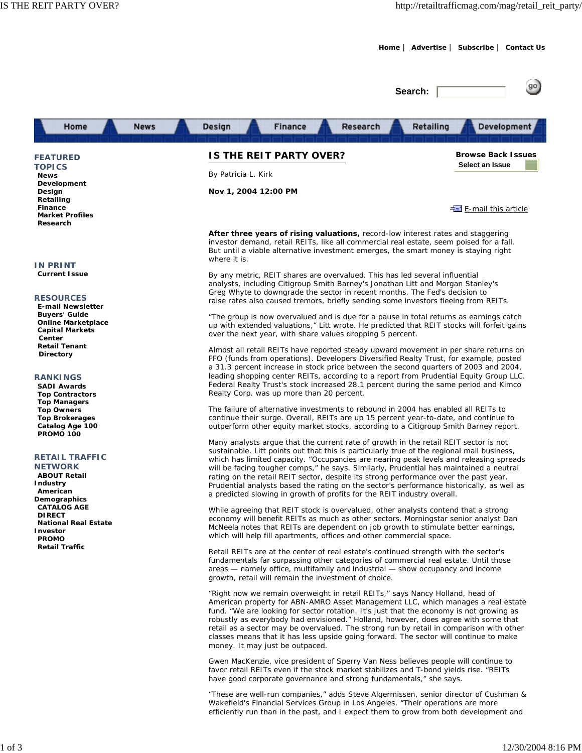# IS THE REIT PARTY OVER?

By Patricia L. Kirk

**Nov 1, 2004 12:00 PM**

**After three years of rising valuations,** record-low interest rates and staggering investor demand, retail REITs, like all commercial real estate, seem poised for a fall. But until a viable alternative investment emerges, the smart money is staying right where it is.

By any metric, REIT shares are overvalued. This has led several influential analysts, including Citigroup Smith Barney's Jonathan Litt and Morgan Stanley's Greg Whyte to downgrade the sector in recent months. The Fed's decision to raise rates also caused tremors, briefly sending some investors fleeing from REITs.

“The group is now overvalued and is due for a pause in total returns as earnings catch up with extended valuations,” Litt wrote. He predicted that REIT stocks will forfeit gains over the next year, with share values dropping 5 percent.

Almost all retail REITs have reported steady upward movement in per share returns on FFO (funds from operations). Developers Diversified Realty Trust, for example, posted a 31.3 percent increase in stock price between the second quarters of 2003 and 2004, leading shopping center REITs, according to a report from Prudential Equity Group LLC. Federal Realty Trust's stock increased 28.1 percent during the same period and Kimco Realty Corp. was up more than 20 percent.

The failure of alternative investments to rebound in 2004 has enabled all REITs to continue their surge. Overall, REITs are up 15 percent year-to-date, and continue to outperform other equity market stocks, according to a Citigroup Smith Barney report.

Many analysts argue that the current rate of growth in the retail REIT sector is not sustainable. Litt points out that this is particularly true of the regional mall business, which has limited capacity. “Occupancies are nearing peak levels and releasing spreads will be facing tougher comps,” he says. Similarly, Prudential has maintained a neutral rating on the retail REIT sector, despite its strong performance over the past year. Prudential analysts based the rating on the sector's performance historically, as well as a predicted slowing in growth of profits for the REIT industry overall.

While agreeing that REIT stock is overvalued, other analysts contend that a strong economy will benefit REITs as much as other sectors. Morningstar senior analyst Dan McNeela notes that REITs are dependent on job growth to stimulate better earnings, which will help fill apartments, offices and other commercial space.

Retail REITs are at the center of real estate's continued strength with the sector's fundamentals far surpassing other categories of commercial real estate. Until those areas — namely office, multifamily and industrial — show occupancy and income growth, retail will remain the investment of choice.

“Right now we remain overweight in retail REITs,” says Nancy Holland, head of American property for ABN-AMRO Asset Management LLC, which manages a real estate fund. “We are looking for sector rotation. It's just that the economy is not growing as robustly as everybody had envisioned.” Holland, however, does agree with some that retail as a sector may be overvalued. The strong run by retail in comparison with other classes means that it has less upside going forward. The sector will continue to make money. It may just be outpaced.

Gwen MacKenzie, vice president of Sperry Van Ness believes people will continue to favor retail REITs even if the stock market stabilizes and T-bond yields rise. “REITs have good corporate governance and strong fundamentals,” she says.

“These are well-run companies,” adds Steve Algermissen, senior director of Cushman & Wakefield's Financial Services Group in Los Angeles. “Their operations are more efficiently run than in the past, and I expect them to grow from both development and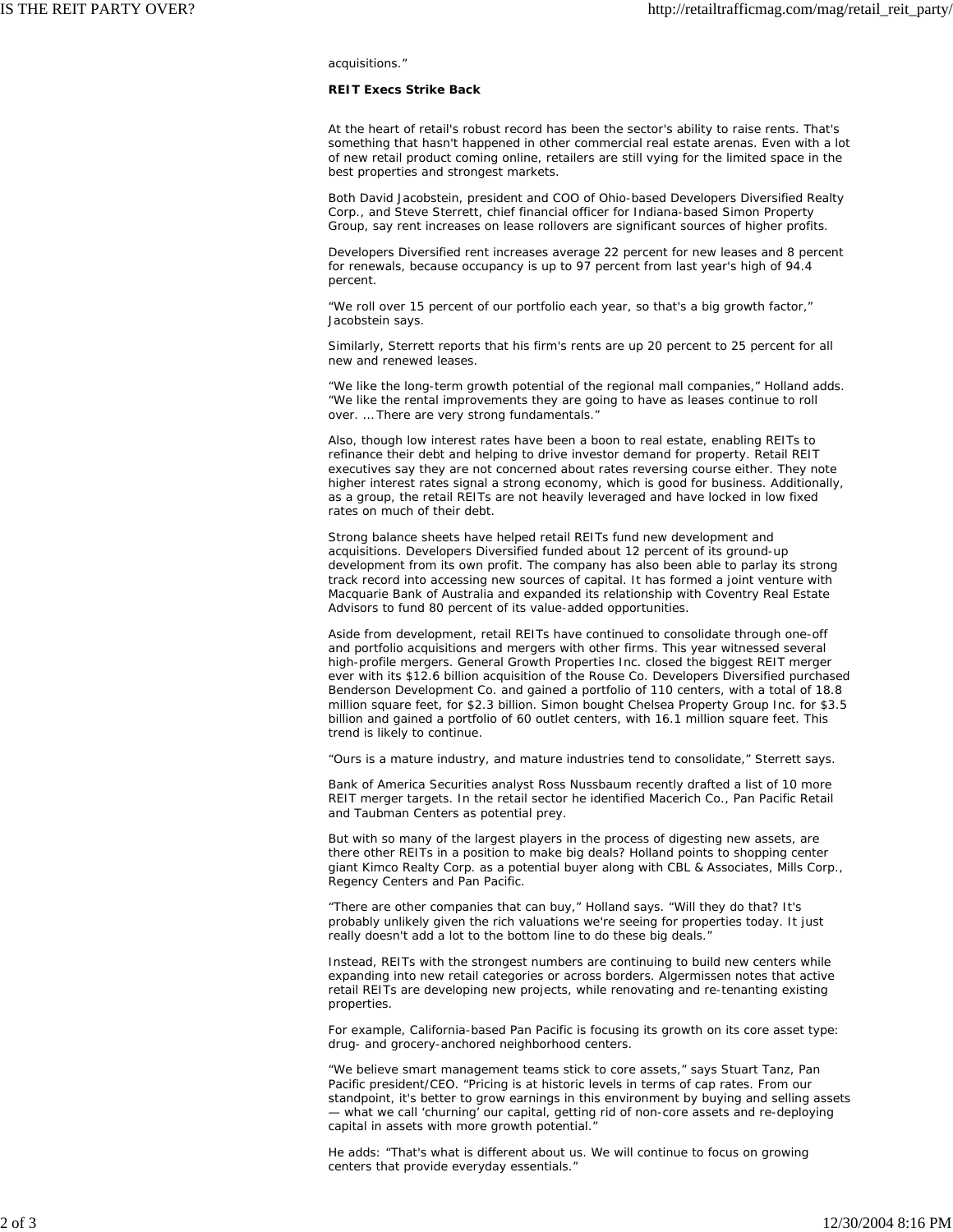acquisitions."

**REIT Execs Strike Back**

At the heart of retail's robust record has been the sector's ability to raise rents. That's something that hasn't happened in other commercial real estate arenas. Even with a lot of new retail product coming online, retailers are still vying for the limited space in the best properties and strongest markets.

Both David Jacobstein, president and COO of Ohio-based Developers Diversified Realty Corp., and Steve Sterrett, chief financial officer for Indiana-based Simon Property Group, say rent increases on lease rollovers are significant sources of higher profits.

Developers Diversified rent increases average 22 percent for new leases and 8 percent for renewals, because occupancy is up to 97 percent from last year's high of 94.4 percent.

"We roll over 15 percent of our portfolio each year, so that's a big growth factor," Jacobstein says.

Similarly, Sterrett reports that his firm's rents are up 20 percent to 25 percent for all new and renewed leases.

"We like the long-term growth potential of the regional mall companies," Holland adds. "We like the rental improvements they are going to have as leases continue to roll over. … There are very strong fundamentals."

Also, though low interest rates have been a boon to real estate, enabling REITs to refinance their debt and helping to drive investor demand for property. Retail REIT executives say they are not concerned about rates reversing course either. They note higher interest rates signal a strong economy, which is good for business. Additionally, as a group, the retail REITs are not heavily leveraged and have locked in low fixed rates on much of their debt.

Strong balance sheets have helped retail REITs fund new development and acquisitions. Developers Diversified funded about 12 percent of its ground-up development from its own profit. The company has also been able to parlay its strong track record into accessing new sources of capital. It has formed a joint venture with Macquarie Bank of Australia and expanded its relationship with Coventry Real Estate Advisors to fund 80 percent of its value-added opportunities.

Aside from development, retail REITs have continued to consolidate through one-off and portfolio acquisitions and mergers with other firms. This year witnessed several high-profile mergers. General Growth Properties Inc. closed the biggest REIT merger ever with its $12.6 billion acquisition of the Rouse Co. Developers Diversified purchased Benderson Development Co. and gained a portfolio of 110 centers, with a total of 18.8 million square feet, for $2.3 billion. Simon bought Chelsea Property Group Inc. for $3.5 billion and gained a portfolio of 60 outlet centers, with 16.1 million square feet. This trend is likely to continue.

"Ours is a mature industry, and mature industries tend to consolidate," Sterrett says.

Bank of America Securities analyst Ross Nussbaum recently drafted a list of 10 more REIT merger targets. In the retail sector he identified Macerich Co., Pan Pacific Retail and Taubman Centers as potential prey.

But with so many of the largest players in the process of digesting new assets, are there other REITs in a position to make big deals? Holland points to shopping center giant Kimco Realty Corp. as a potential buyer along with CBL & Associates, Mills Corp., Regency Centers and Pan Pacific.

"There are other companies that can buy," Holland says. "Will they do that? It's probably unlikely given the rich valuations we're seeing for properties today. It just really doesn't add a lot to the bottom line to do these big deals."

Instead, REITs with the strongest numbers are continuing to build new centers while expanding into new retail categories or across borders. Algermissen notes that active retail REITs are developing new projects, while renovating and re-tenanting existing properties.

For example, California-based Pan Pacific is focusing its growth on its core asset type: drug- and grocery-anchored neighborhood centers.

"We believe smart management teams stick to core assets," says Stuart Tanz, Pan Pacific president/CEO. "Pricing is at historic levels in terms of cap rates. From our standpoint, it's better to grow earnings in this environment by buying and selling assets — what we call 'churning' our capital, getting rid of non-core assets and re-deploying capital in assets with more growth potential."

He adds: "That's what is different about us. We will continue to focus on growing centers that provide everyday essentials."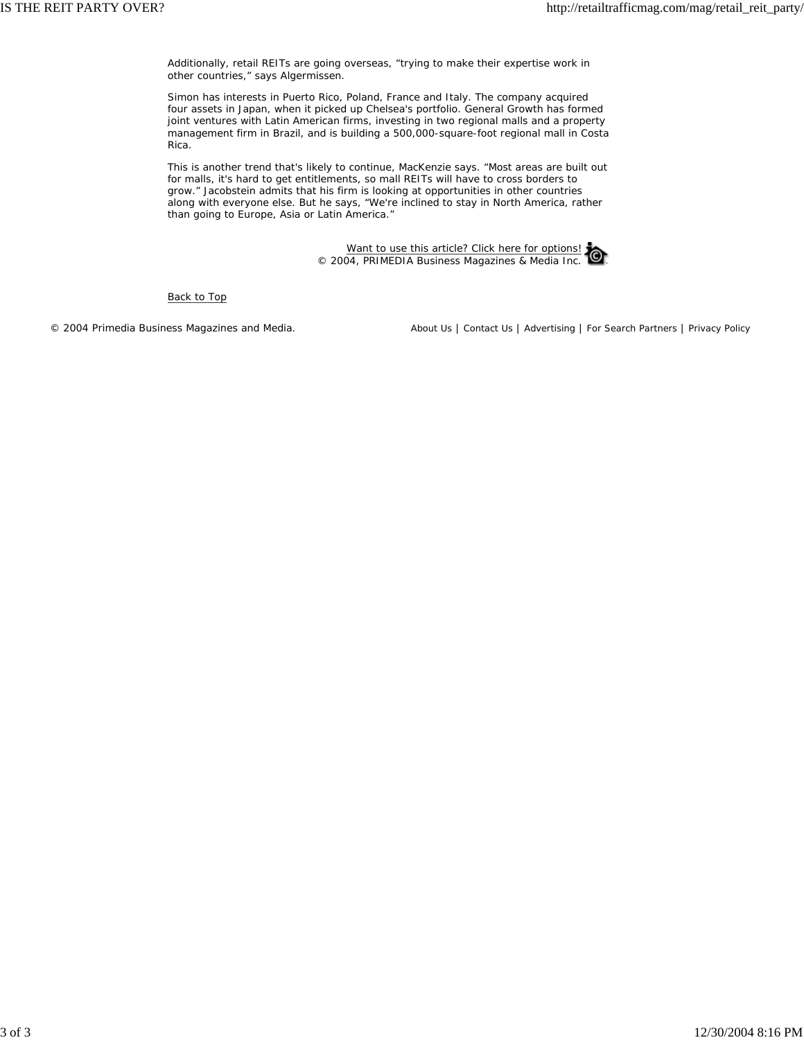Additionally, retail REITs are going overseas, "trying to make their expertise work in other countries," says Algermissen.

Simon has interests in Puerto Rico, Poland, France and Italy. The company acquired four assets in Japan, when it picked up Chelsea's portfolio. General Growth has formed joint ventures with Latin American firms, investing in two regional malls and a property management firm in Brazil, and is building a 500,000-square-foot regional mall in Costa Rica.

This is another trend that's likely to continue, MacKenzie says. "Most areas are built out for malls, it's hard to get entitlements, so mall REITs will have to cross borders to grow." Jacobstein admits that his firm is looking at opportunities in other countries along with everyone else. But he says, "We're inclined to stay in North America, rather than going to Europe, Asia or Latin America."

Want to use this article? Click here for options!
© 2004, PRIMEDIA Business Magazines & Media Inc.

Back to Top

© 2004 Primedia Business Magazines and Media.

About Us | Contact Us | Advertising | For Search Partners | Privacy Policy